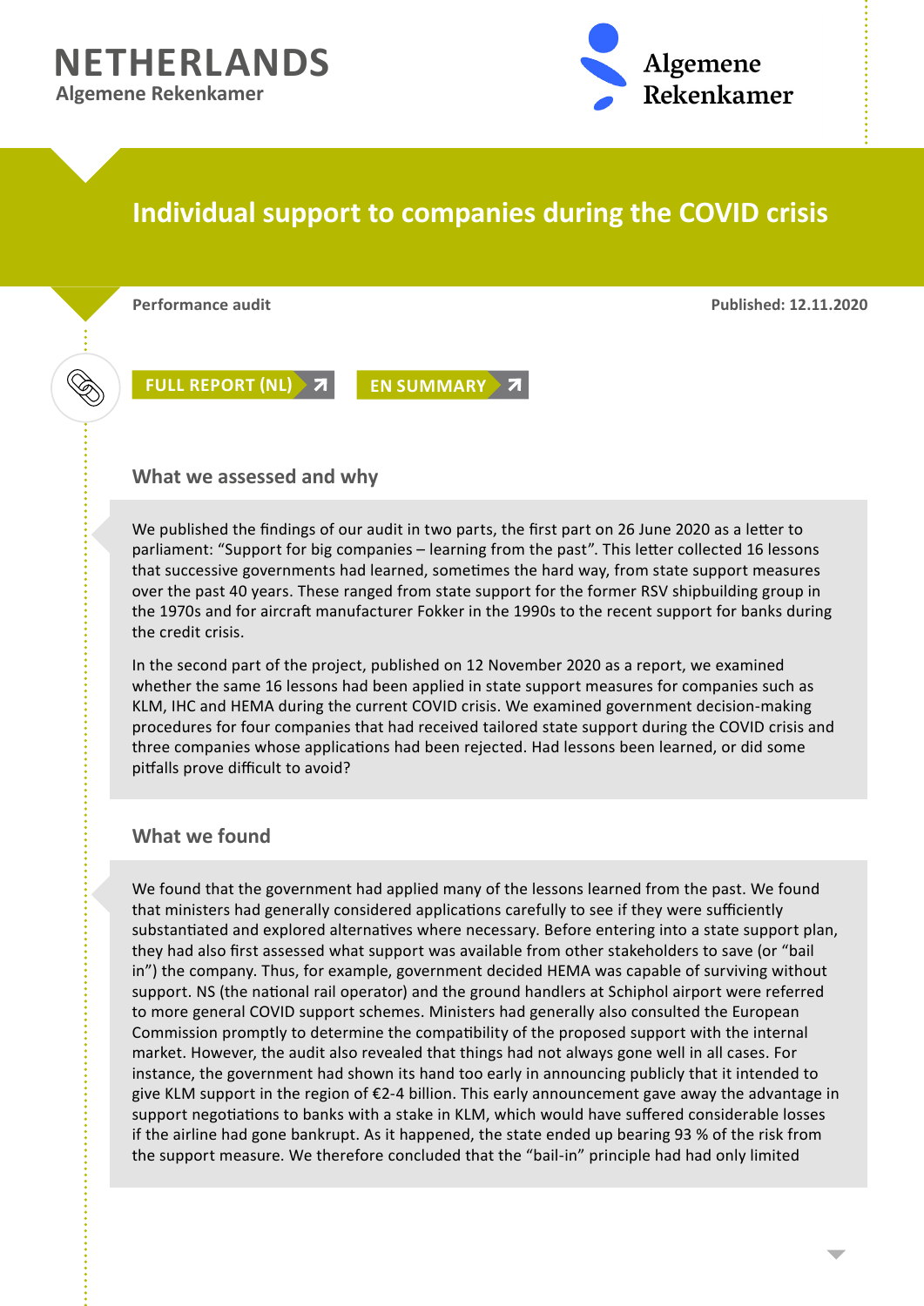# NETHERLANDS

Algemene Rekenkamer

## Individual support to companies during the COVID crisis

**Performance audit**

**Published: 12.11.2020**

FULL REPORT (NL) ↗ EN SUMMARY ↗

### What we assessed and why

We published the findings of our audit in two parts, the first part on 26 June 2020 as a letter to parliament: “Support for big companies – learning from the past”. This letter collected 16 lessons that successive governments had learned, sometimes the hard way, from state support measures over the past 40 years. These ranged from state support for the former RSV shipbuilding group in the 1970s and for aircraft manufacturer Fokker in the 1990s to the recent support for banks during the credit crisis.

In the second part of the project, published on 12 November 2020 as a report, we examined whether the same 16 lessons had been applied in state support measures for companies such as KLM, IHC and HEMA during the current COVID crisis. We examined government decision-making procedures for four companies that had received tailored state support during the COVID crisis and three companies whose applications had been rejected. Had lessons been learned, or did some pitfalls prove difficult to avoid?

### What we found

We found that the government had applied many of the lessons learned from the past. We found that ministers had generally considered applications carefully to see if they were sufficiently substantiated and explored alternatives where necessary. Before entering into a state support plan, they had also first assessed what support was available from other stakeholders to save (or “bail in”) the company. Thus, for example, government decided HEMA was capable of surviving without support. NS (the national rail operator) and the ground handlers at Schiphol airport were referred to more general COVID support schemes. Ministers had generally also consulted the European Commission promptly to determine the compatibility of the proposed support with the internal market. However, the audit also revealed that things had not always gone well in all cases. For instance, the government had shown its hand too early in announcing publicly that it intended to give KLM support in the region of €2-4 billion. This early announcement gave away the advantage in support negotiations to banks with a stake in KLM, which would have suffered considerable losses if the airline had gone bankrupt. As it happened, the state ended up bearing 93 % of the risk from the support measure. We therefore concluded that the “bail-in” principle had had only limited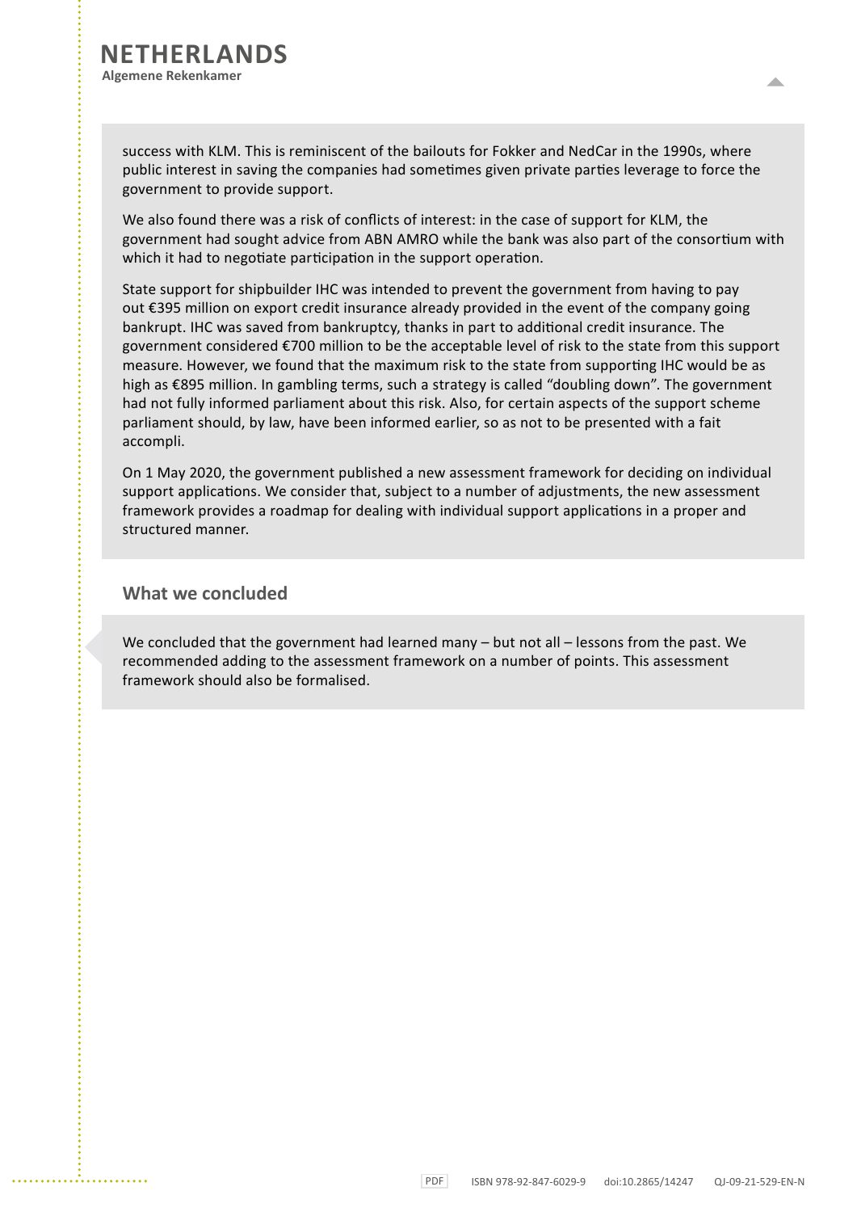success with KLM. This is reminiscent of the bailouts for Fokker and NedCar in the 1990s, where public interest in saving the companies had sometimes given private parties leverage to force the government to provide support.

We also found there was a risk of conflicts of interest: in the case of support for KLM, the government had sought advice from ABN AMRO while the bank was also part of the consortium with which it had to negotiate participation in the support operation.

State support for shipbuilder IHC was intended to prevent the government from having to pay out €395 million on export credit insurance already provided in the event of the company going bankrupt. IHC was saved from bankruptcy, thanks in part to additional credit insurance. The government considered €700 million to be the acceptable level of risk to the state from this support measure. However, we found that the maximum risk to the state from supporting IHC would be as high as €895 million. In gambling terms, such a strategy is called "doubling down". The government had not fully informed parliament about this risk. Also, for certain aspects of the support scheme parliament should, by law, have been informed earlier, so as not to be presented with a fait accompli.

On 1 May 2020, the government published a new assessment framework for deciding on individual support applications. We consider that, subject to a number of adjustments, the new assessment framework provides a roadmap for dealing with individual support applications in a proper and structured manner.

## What we concluded

We concluded that the government had learned many – but not all – lessons from the past. We recommended adding to the assessment framework on a number of points. This assessment framework should also be formalised.